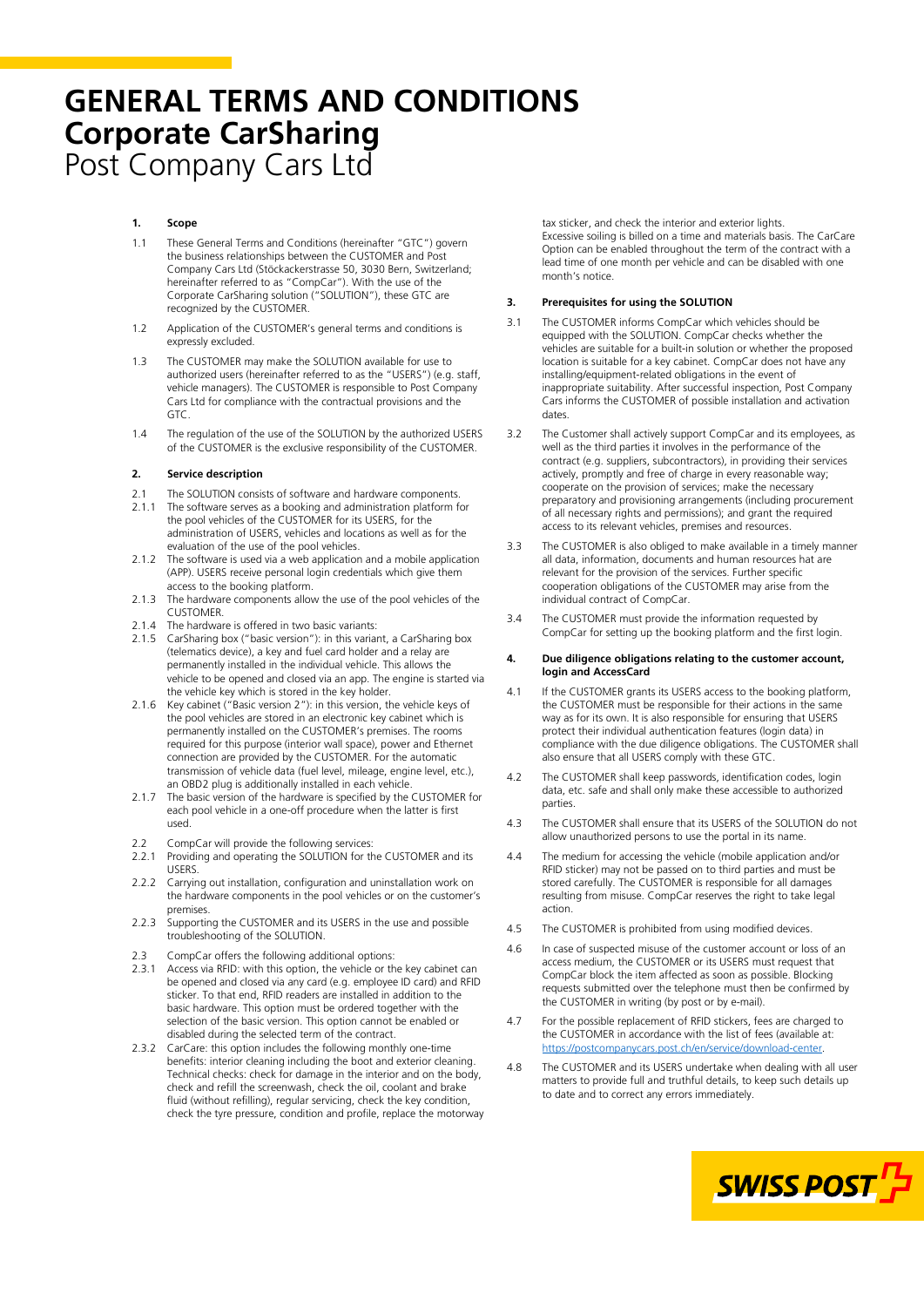# GENERAL TERMS AND CONDITIONS Corporate CarSharing

Post Company Cars Ltd

## 1. Scope

1.1 These General Terms and Conditions (hereinafter "GTC") govern the business relationships between the CUSTOMER and Post Company Cars Ltd (Stöckackerstrasse 50, 3030 Bern, Switzerland; hereinafter referred to as "CompCar"). With the use of the Corporate CarSharing solution ("SOLUTION"), these GTC are recognized by the CUSTOMER.

1.2 Application of the CUSTOMER's general terms and conditions is expressly excluded.

1.3 The CUSTOMER may make the SOLUTION available for use to authorized users (hereinafter referred to as the "USERS") (e.g. staff, vehicle managers). The CUSTOMER is responsible to Post Company Cars Ltd for compliance with the contractual provisions and the GTC.

1.4 The regulation of the use of the SOLUTION by the authorized USERS of the CUSTOMER is the exclusive responsibility of the CUSTOMER.

## 2. Service description

2.1 The SOLUTION consists of software and hardware components.

2.1.1 The software serves as a booking and administration platform for the pool vehicles of the CUSTOMER for its USERS, for the administration of USERS, vehicles and locations as well as for the evaluation of the use of the pool vehicles.

2.1.2 The software is used via a web application and a mobile application (APP). USERS receive personal login credentials which give them access to the booking platform.

2.1.3 The hardware components allow the use of the pool vehicles of the CUSTOMER.

2.1.4 The hardware is offered in two basic variants:

2.1.5 CarSharing box ("basic version"): in this variant, a CarSharing box (telematics device), a key and fuel card holder and a relay are permanently installed in the individual vehicle. This allows the vehicle to be opened and closed via an app. The engine is started via the vehicle key which is stored in the key holder.

2.1.6 Key cabinet ("Basic version 2"): in this version, the vehicle keys of the pool vehicles are stored in an electronic key cabinet which is permanently installed on the CUSTOMER's premises. The rooms required for this purpose (interior wall space), power and Ethernet connection are provided by the CUSTOMER. For the automatic transmission of vehicle data (fuel level, mileage, engine level, etc.), an OBD2 plug is additionally installed in each vehicle.

2.1.7 The basic version of the hardware is specified by the CUSTOMER for each pool vehicle in a one-off procedure when the latter is first used.

2.2 CompCar will provide the following services:

2.2.1 Providing and operating the SOLUTION for the CUSTOMER and its USERS.

2.2.2 Carrying out installation, configuration and uninstallation work on the hardware components in the pool vehicles or on the customer's premises.

2.2.3 Supporting the CUSTOMER and its USERS in the use and possible troubleshooting of the SOLUTION.

2.3 CompCar offers the following additional options:

2.3.1 Access via RFID: with this option, the vehicle or the key cabinet can be opened and closed via any card (e.g. employee ID card) and RFID sticker. To that end, RFID readers are installed in addition to the basic hardware. This option must be ordered together with the selection of the basic version. This option cannot be enabled or disabled during the selected term of the contract.

2.3.2 CarCare: this option includes the following monthly one-time benefits: interior cleaning including the boot and exterior cleaning. Technical checks: check for damage in the interior and on the body, check and refill the screenwash, check the oil, coolant and brake fluid (without refilling), regular servicing, check the key condition, check the tyre pressure, condition and profile, replace the motorway tax sticker, and check the interior and exterior lights. Excessive soiling is billed on a time and materials basis. The CarCare Option can be enabled throughout the term of the contract with a lead time of one month per vehicle and can be disabled with one month's notice.

## 3. Prerequisites for using the SOLUTION

3.1 The CUSTOMER informs CompCar which vehicles should be equipped with the SOLUTION. CompCar checks whether the vehicles are suitable for a built-in solution or whether the proposed location is suitable for a key cabinet. CompCar does not have any installing/equipment-related obligations in the event of inappropriate suitability. After successful inspection, Post Company Cars informs the CUSTOMER of possible installation and activation dates.

3.2 The Customer shall actively support CompCar and its employees, as well as the third parties it involves in the performance of the contract (e.g. suppliers, subcontractors), in providing their services actively, promptly and free of charge in every reasonable way; cooperate on the provision of services; make the necessary preparatory and provisioning arrangements (including procurement of all necessary rights and permissions); and grant the required access to its relevant vehicles, premises and resources.

3.3 The CUSTOMER is also obliged to make available in a timely manner all data, information, documents and human resources hat are relevant for the provision of the services. Further specific cooperation obligations of the CUSTOMER may arise from the individual contract of CompCar.

3.4 The CUSTOMER must provide the information requested by CompCar for setting up the booking platform and the first login.

## 4. Due diligence obligations relating to the customer account, login and AccessCard

4.1 If the CUSTOMER grants its USERS access to the booking platform, the CUSTOMER must be responsible for their actions in the same way as for its own. It is also responsible for ensuring that USERS protect their individual authentication features (login data) in compliance with the due diligence obligations. The CUSTOMER shall also ensure that all USERS comply with these GTC.

4.2 The CUSTOMER shall keep passwords, identification codes, login data, etc. safe and shall only make these accessible to authorized parties.

4.3 The CUSTOMER shall ensure that its USERS of the SOLUTION do not allow unauthorized persons to use the portal in its name.

4.4 The medium for accessing the vehicle (mobile application and/or RFID sticker) may not be passed on to third parties and must be stored carefully. The CUSTOMER is responsible for all damages resulting from misuse. CompCar reserves the right to take legal action.

4.5 The CUSTOMER is prohibited from using modified devices.

4.6 In case of suspected misuse of the customer account or loss of an access medium, the CUSTOMER or its USERS must request that CompCar block the item affected as soon as possible. Blocking requests submitted over the telephone must then be confirmed by the CUSTOMER in writing (by post or by e-mail).

4.7 For the possible replacement of RFID stickers, fees are charged to the CUSTOMER in accordance with the list of fees (available at: https://postcompanycars.post.ch/en/service/download-center.

4.8 The CUSTOMER and its USERS undertake when dealing with all user matters to provide full and truthful details, to keep such details up to date and to correct any errors immediately.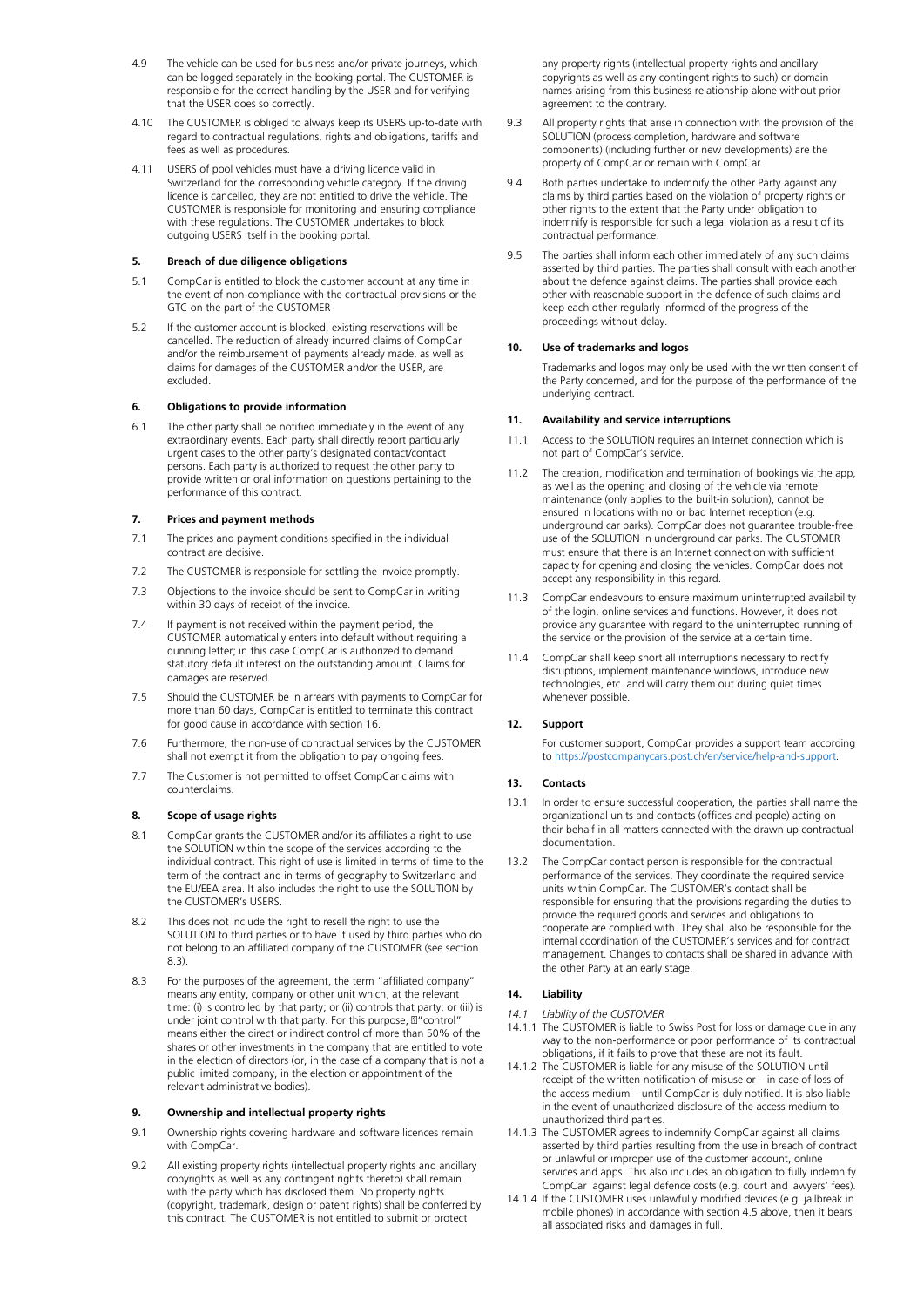4.9 The vehicle can be used for business and/or private journeys, which can be logged separately in the booking portal. The CUSTOMER is responsible for the correct handling by the USER and for verifying that the USER does so correctly.

4.10 The CUSTOMER is obliged to always keep its USERS up-to-date with regard to contractual regulations, rights and obligations, tariffs and fees as well as procedures.

4.11 USERS of pool vehicles must have a driving licence valid in Switzerland for the corresponding vehicle category. If the driving licence is cancelled, they are not entitled to drive the vehicle. The CUSTOMER is responsible for monitoring and ensuring compliance with these regulations. The CUSTOMER undertakes to block outgoing USERS itself in the booking portal.

### 5. Breach of due diligence obligations

5.1 CompCar is entitled to block the customer account at any time in the event of non-compliance with the contractual provisions or the GTC on the part of the CUSTOMER

5.2 If the customer account is blocked, existing reservations will be cancelled. The reduction of already incurred claims of CompCar and/or the reimbursement of payments already made, as well as claims for damages of the CUSTOMER and/or the USER, are excluded.

### 6. Obligations to provide information

6.1 The other party shall be notified immediately in the event of any extraordinary events. Each party shall directly report particularly urgent cases to the other party's designated contact/contact persons. Each party is authorized to request the other party to provide written or oral information on questions pertaining to the performance of this contract.

### 7. Prices and payment methods

7.1 The prices and payment conditions specified in the individual contract are decisive.

7.2 The CUSTOMER is responsible for settling the invoice promptly.

7.3 Objections to the invoice should be sent to CompCar in writing within 30 days of receipt of the invoice.

7.4 If payment is not received within the payment period, the CUSTOMER automatically enters into default without requiring a dunning letter; in this case CompCar is authorized to demand statutory default interest on the outstanding amount. Claims for damages are reserved.

7.5 Should the CUSTOMER be in arrears with payments to CompCar for more than 60 days, CompCar is entitled to terminate this contract for good cause in accordance with section 16.

7.6 Furthermore, the non-use of contractual services by the CUSTOMER shall not exempt it from the obligation to pay ongoing fees.

7.7 The Customer is not permitted to offset CompCar claims with counterclaims.

### 8. Scope of usage rights

8.1 CompCar grants the CUSTOMER and/or its affiliates a right to use the SOLUTION within the scope of the services according to the individual contract. This right of use is limited in terms of time to the term of the contract and in terms of geography to Switzerland and the EU/EEA area. It also includes the right to use the SOLUTION by the CUSTOMER's USERS.

8.2 This does not include the right to resell the right to use the SOLUTION to third parties or to have it used by third parties who do not belong to an affiliated company of the CUSTOMER (see section 8.3).

8.3 For the purposes of the agreement, the term "affiliated company" means any entity, company or other unit which, at the relevant time: (i) is controlled by that party; or (ii) controls that party; or (iii) is under joint control with that party. For this purpose, "control" means either the direct or indirect control of more than 50% of the shares or other investments in the company that are entitled to vote in the election of directors (or, in the case of a company that is not a public limited company, in the election or appointment of the relevant administrative bodies).

### 9. Ownership and intellectual property rights

9.1 Ownership rights covering hardware and software licences remain with CompCar.

9.2 All existing property rights (intellectual property rights and ancillary copyrights as well as any contingent rights thereto) shall remain with the party which has disclosed them. No property rights (copyright, trademark, design or patent rights) shall be conferred by this contract. The CUSTOMER is not entitled to submit or protect any property rights (intellectual property rights and ancillary copyrights as well as any contingent rights to such) or domain names arising from this business relationship alone without prior agreement to the contrary.

9.3 All property rights that arise in connection with the provision of the SOLUTION (process completion, hardware and software components) (including further or new developments) are the property of CompCar or remain with CompCar.

9.4 Both parties undertake to indemnify the other Party against any claims by third parties based on the violation of property rights or other rights to the extent that the Party under obligation to indemnify is responsible for such a legal violation as a result of its contractual performance.

9.5 The parties shall inform each other immediately of any such claims asserted by third parties. The parties shall consult with each another about the defence against claims. The parties shall provide each other with reasonable support in the defence of such claims and keep each other regularly informed of the progress of the proceedings without delay.

### 10. Use of trademarks and logos

Trademarks and logos may only be used with the written consent of the Party concerned, and for the purpose of the performance of the underlying contract.

### 11. Availability and service interruptions

11.1 Access to the SOLUTION requires an Internet connection which is not part of CompCar's service.

11.2 The creation, modification and termination of bookings via the app, as well as the opening and closing of the vehicle via remote maintenance (only applies to the built-in solution), cannot be ensured in locations with no or bad Internet reception (e.g. underground car parks). CompCar does not guarantee trouble-free use of the SOLUTION in underground car parks. The CUSTOMER must ensure that there is an Internet connection with sufficient capacity for opening and closing the vehicles. CompCar does not accept any responsibility in this regard.

11.3 CompCar endeavours to ensure maximum uninterrupted availability of the login, online services and functions. However, it does not provide any guarantee with regard to the uninterrupted running of the service or the provision of the service at a certain time.

11.4 CompCar shall keep short all interruptions necessary to rectify disruptions, implement maintenance windows, introduce new technologies, etc. and will carry them out during quiet times whenever possible.

### 12. Support

For customer support, CompCar provides a support team according to https://postcompanycars.post.ch/en/service/help-and-support.

### 13. Contacts

13.1 In order to ensure successful cooperation, the parties shall name the organizational units and contacts (offices and people) acting on their behalf in all matters connected with the drawn up contractual documentation.

13.2 The CompCar contact person is responsible for the contractual performance of the services. They coordinate the required service units within CompCar. The CUSTOMER's contact shall be responsible for ensuring that the provisions regarding the duties to provide the required goods and services and obligations to cooperate are complied with. They shall also be responsible for the internal coordination of the CUSTOMER's services and for contract management. Changes to contacts shall be shared in advance with the other Party at an early stage.

### 14. Liability

*14.1 Liability of the CUSTOMER*

14.1.1 The CUSTOMER is liable to Swiss Post for loss or damage due in any way to the non-performance or poor performance of its contractual obligations, if it fails to prove that these are not its fault.

14.1.2 The CUSTOMER is liable for any misuse of the SOLUTION until receipt of the written notification of misuse or – in case of loss of the access medium – until CompCar is duly notified. It is also liable in the event of unauthorized disclosure of the access medium to unauthorized third parties.

14.1.3 The CUSTOMER agrees to indemnify CompCar against all claims asserted by third parties resulting from the use in breach of contract or unlawful or improper use of the customer account, online services and apps. This also includes an obligation to fully indemnify CompCar against legal defence costs (e.g. court and lawyers' fees).

14.1.4 If the CUSTOMER uses unlawfully modified devices (e.g. jailbreak in mobile phones) in accordance with section 4.5 above, then it bears all associated risks and damages in full.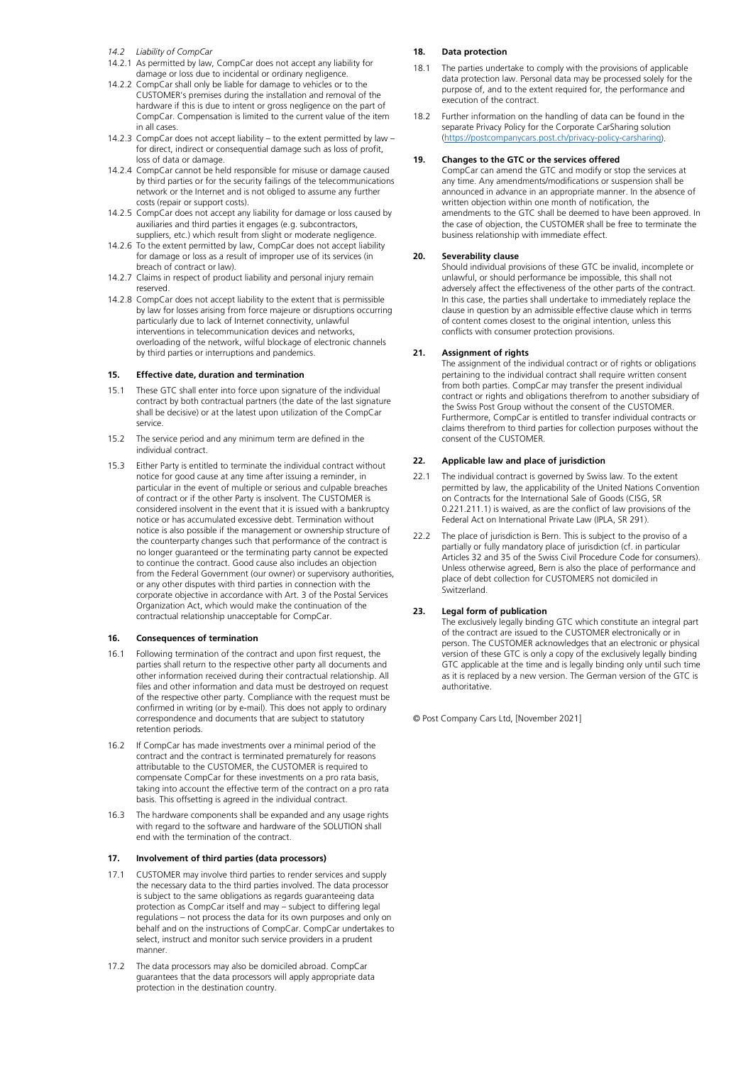*14.2 Liability of CompCar*

14.2.1 As permitted by law, CompCar does not accept any liability for damage or loss due to incidental or ordinary negligence.

14.2.2 CompCar shall only be liable for damage to vehicles or to the CUSTOMER's premises during the installation and removal of the hardware if this is due to intent or gross negligence on the part of CompCar. Compensation is limited to the current value of the item in all cases.

14.2.3 CompCar does not accept liability – to the extent permitted by law – for direct, indirect or consequential damage such as loss of profit, loss of data or damage.

14.2.4 CompCar cannot be held responsible for misuse or damage caused by third parties or for the security failings of the telecommunications network or the Internet and is not obliged to assume any further costs (repair or support costs).

14.2.5 CompCar does not accept any liability for damage or loss caused by auxiliaries and third parties it engages (e.g. subcontractors, suppliers, etc.) which result from slight or moderate negligence.

14.2.6 To the extent permitted by law, CompCar does not accept liability for damage or loss as a result of improper use of its services (in breach of contract or law).

14.2.7 Claims in respect of product liability and personal injury remain reserved.

14.2.8 CompCar does not accept liability to the extent that is permissible by law for losses arising from force majeure or disruptions occurring particularly due to lack of Internet connectivity, unlawful interventions in telecommunication devices and networks, overloading of the network, wilful blockage of electronic channels by third parties or interruptions and pandemics.

## 15. Effective date, duration and termination

15.1 These GTC shall enter into force upon signature of the individual contract by both contractual partners (the date of the last signature shall be decisive) or at the latest upon utilization of the CompCar service.

15.2 The service period and any minimum term are defined in the individual contract.

15.3 Either Party is entitled to terminate the individual contract without notice for good cause at any time after issuing a reminder, in particular in the event of multiple or serious and culpable breaches of contract or if the other Party is insolvent. The CUSTOMER is considered insolvent in the event that it is issued with a bankruptcy notice or has accumulated excessive debt. Termination without notice is also possible if the management or ownership structure of the counterparty changes such that performance of the contract is no longer guaranteed or the terminating party cannot be expected to continue the contract. Good cause also includes an objection from the Federal Government (our owner) or supervisory authorities, or any other disputes with third parties in connection with the corporate objective in accordance with Art. 3 of the Postal Services Organization Act, which would make the continuation of the contractual relationship unacceptable for CompCar.

## 16. Consequences of termination

16.1 Following termination of the contract and upon first request, the parties shall return to the respective other party all documents and other information received during their contractual relationship. All files and other information and data must be destroyed on request of the respective other party. Compliance with the request must be confirmed in writing (or by e-mail). This does not apply to ordinary correspondence and documents that are subject to statutory retention periods.

16.2 If CompCar has made investments over a minimal period of the contract and the contract is terminated prematurely for reasons attributable to the CUSTOMER, the CUSTOMER is required to compensate CompCar for these investments on a pro rata basis, taking into account the effective term of the contract on a pro rata basis. This offsetting is agreed in the individual contract.

16.3 The hardware components shall be expanded and any usage rights with regard to the software and hardware of the SOLUTION shall end with the termination of the contract.

## 17. Involvement of third parties (data processors)

17.1 CUSTOMER may involve third parties to render services and supply the necessary data to the third parties involved. The data processor is subject to the same obligations as regards guaranteeing data protection as CompCar itself and may – subject to differing legal regulations – not process the data for its own purposes and only on behalf and on the instructions of CompCar. CompCar undertakes to select, instruct and monitor such service providers in a prudent manner.

17.2 The data processors may also be domiciled abroad. CompCar guarantees that the data processors will apply appropriate data protection in the destination country.

## 18. Data protection

18.1 The parties undertake to comply with the provisions of applicable data protection law. Personal data may be processed solely for the purpose of, and to the extent required for, the performance and execution of the contract.

18.2 Further information on the handling of data can be found in the separate Privacy Policy for the Corporate CarSharing solution (https://postcompanycars.post.ch/privacy-policy-carsharing).

## 19. Changes to the GTC or the services offered

CompCar can amend the GTC and modify or stop the services at any time. Any amendments/modifications or suspension shall be announced in advance in an appropriate manner. In the absence of written objection within one month of notification, the amendments to the GTC shall be deemed to have been approved. In the case of objection, the CUSTOMER shall be free to terminate the business relationship with immediate effect.

## 20. Severability clause

Should individual provisions of these GTC be invalid, incomplete or unlawful, or should performance be impossible, this shall not adversely affect the effectiveness of the other parts of the contract. In this case, the parties shall undertake to immediately replace the clause in question by an admissible effective clause which in terms of content comes closest to the original intention, unless this conflicts with consumer protection provisions.

## 21. Assignment of rights

The assignment of the individual contract or of rights or obligations pertaining to the individual contract shall require written consent from both parties. CompCar may transfer the present individual contract or rights and obligations therefrom to another subsidiary of the Swiss Post Group without the consent of the CUSTOMER. Furthermore, CompCar is entitled to transfer individual contracts or claims therefrom to third parties for collection purposes without the consent of the CUSTOMER.

## 22. Applicable law and place of jurisdiction

22.1 The individual contract is governed by Swiss law. To the extent permitted by law, the applicability of the United Nations Convention on Contracts for the International Sale of Goods (CISG, SR 0.221.211.1) is waived, as are the conflict of law provisions of the Federal Act on International Private Law (IPLA, SR 291).

22.2 The place of jurisdiction is Bern. This is subject to the proviso of a partially or fully mandatory place of jurisdiction (cf. in particular Articles 32 and 35 of the Swiss Civil Procedure Code for consumers). Unless otherwise agreed, Bern is also the place of performance and place of debt collection for CUSTOMERS not domiciled in Switzerland.

## 23. Legal form of publication

The exclusively legally binding GTC which constitute an integral part of the contract are issued to the CUSTOMER electronically or in person. The CUSTOMER acknowledges that an electronic or physical version of these GTC is only a copy of the exclusively legally binding GTC applicable at the time and is legally binding only until such time as it is replaced by a new version. The German version of the GTC is authoritative.

© Post Company Cars Ltd, [November 2021]